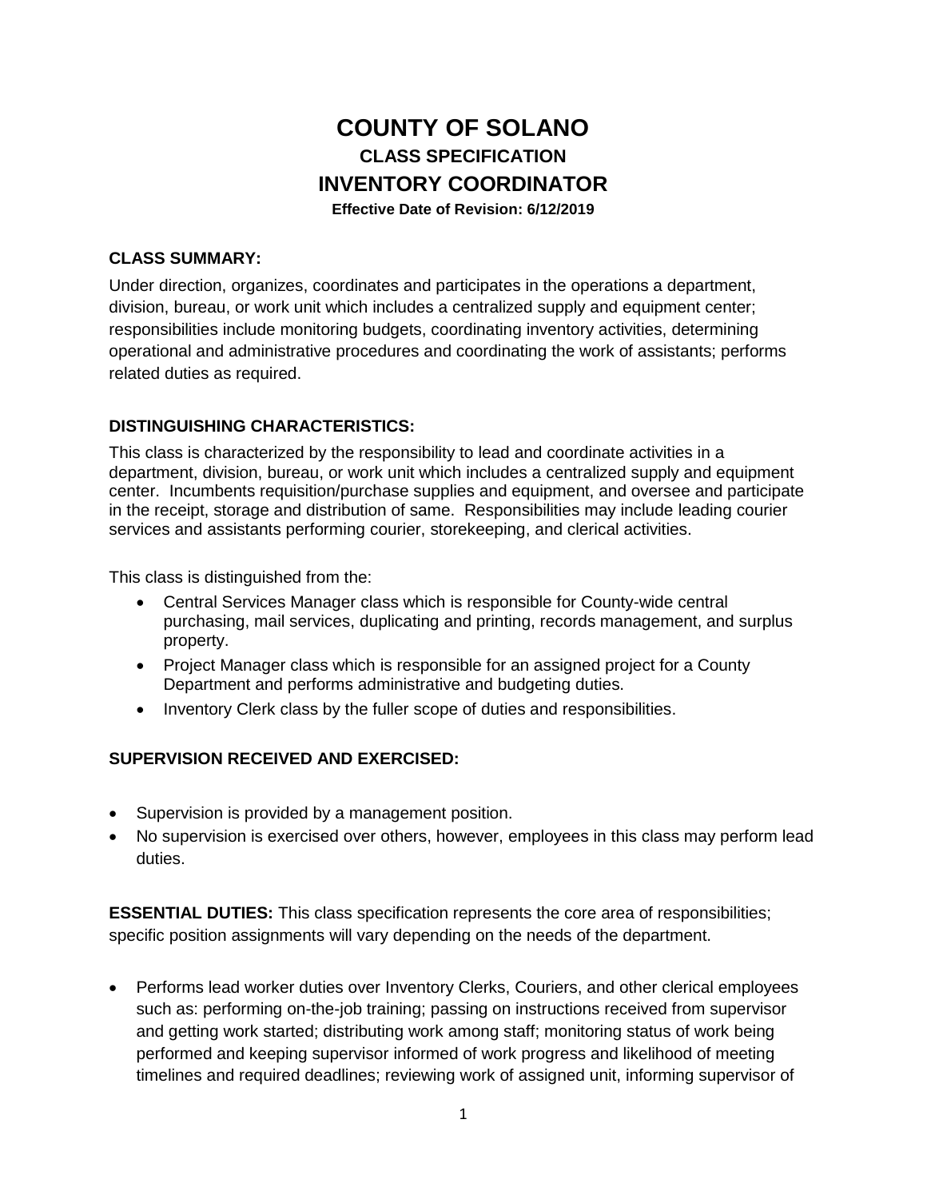# COUNTY OF SOLANO

## CLASS SPECIFICATION

## INVENTORY COORDINATOR

**Effective Date of Revision: 6/12/2019**

**CLASS SUMMARY:**

Under direction, organizes, coordinates and participates in the operations a department, division, bureau, or work unit which includes a centralized supply and equipment center; responsibilities include monitoring budgets, coordinating inventory activities, determining operational and administrative procedures and coordinating the work of assistants; performs related duties as required.

**DISTINGUISHING CHARACTERISTICS:**

This class is characterized by the responsibility to lead and coordinate activities in a department, division, bureau, or work unit which includes a centralized supply and equipment center. Incumbents requisition/purchase supplies and equipment, and oversee and participate in the receipt, storage and distribution of same. Responsibilities may include leading courier services and assistants performing courier, storekeeping, and clerical activities.

This class is distinguished from the:

- Central Services Manager class which is responsible for County-wide central purchasing, mail services, duplicating and printing, records management, and surplus property.
- Project Manager class which is responsible for an assigned project for a County Department and performs administrative and budgeting duties.
- Inventory Clerk class by the fuller scope of duties and responsibilities.

**SUPERVISION RECEIVED AND EXERCISED:**

- Supervision is provided by a management position.
- No supervision is exercised over others, however, employees in this class may perform lead duties.

**ESSENTIAL DUTIES:** This class specification represents the core area of responsibilities; specific position assignments will vary depending on the needs of the department.

- Performs lead worker duties over Inventory Clerks, Couriers, and other clerical employees such as: performing on-the-job training; passing on instructions received from supervisor and getting work started; distributing work among staff; monitoring status of work being performed and keeping supervisor informed of work progress and likelihood of meeting timelines and required deadlines; reviewing work of assigned unit, informing supervisor of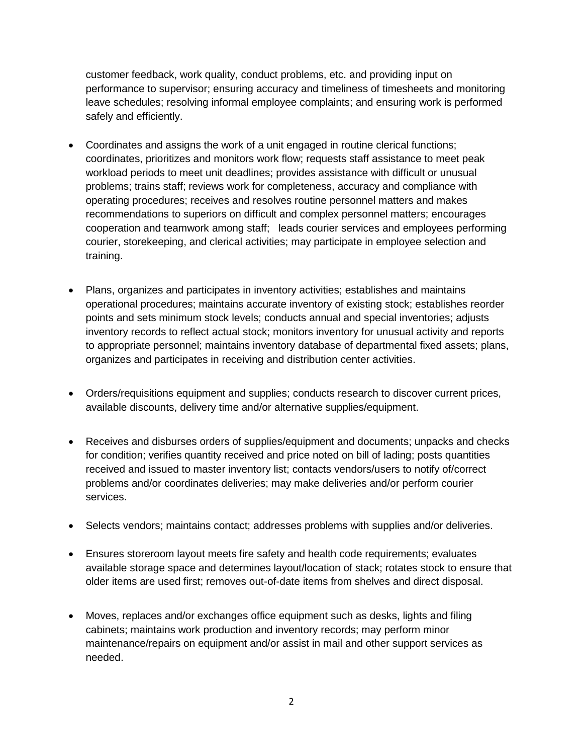customer feedback, work quality, conduct problems, etc. and providing input on performance to supervisor; ensuring accuracy and timeliness of timesheets and monitoring leave schedules; resolving informal employee complaints; and ensuring work is performed safely and efficiently.

- Coordinates and assigns the work of a unit engaged in routine clerical functions; coordinates, prioritizes and monitors work flow; requests staff assistance to meet peak workload periods to meet unit deadlines; provides assistance with difficult or unusual problems; trains staff; reviews work for completeness, accuracy and compliance with operating procedures; receives and resolves routine personnel matters and makes recommendations to superiors on difficult and complex personnel matters; encourages cooperation and teamwork among staff; leads courier services and employees performing courier, storekeeping, and clerical activities; may participate in employee selection and training.

- Plans, organizes and participates in inventory activities; establishes and maintains operational procedures; maintains accurate inventory of existing stock; establishes reorder points and sets minimum stock levels; conducts annual and special inventories; adjusts inventory records to reflect actual stock; monitors inventory for unusual activity and reports to appropriate personnel; maintains inventory database of departmental fixed assets; plans, organizes and participates in receiving and distribution center activities.

- Orders/requisitions equipment and supplies; conducts research to discover current prices, available discounts, delivery time and/or alternative supplies/equipment.

- Receives and disburses orders of supplies/equipment and documents; unpacks and checks for condition; verifies quantity received and price noted on bill of lading; posts quantities received and issued to master inventory list; contacts vendors/users to notify of/correct problems and/or coordinates deliveries; may make deliveries and/or perform courier services.

- Selects vendors; maintains contact; addresses problems with supplies and/or deliveries.

- Ensures storeroom layout meets fire safety and health code requirements; evaluates available storage space and determines layout/location of stack; rotates stock to ensure that older items are used first; removes out-of-date items from shelves and direct disposal.

- Moves, replaces and/or exchanges office equipment such as desks, lights and filing cabinets; maintains work production and inventory records; may perform minor maintenance/repairs on equipment and/or assist in mail and other support services as needed.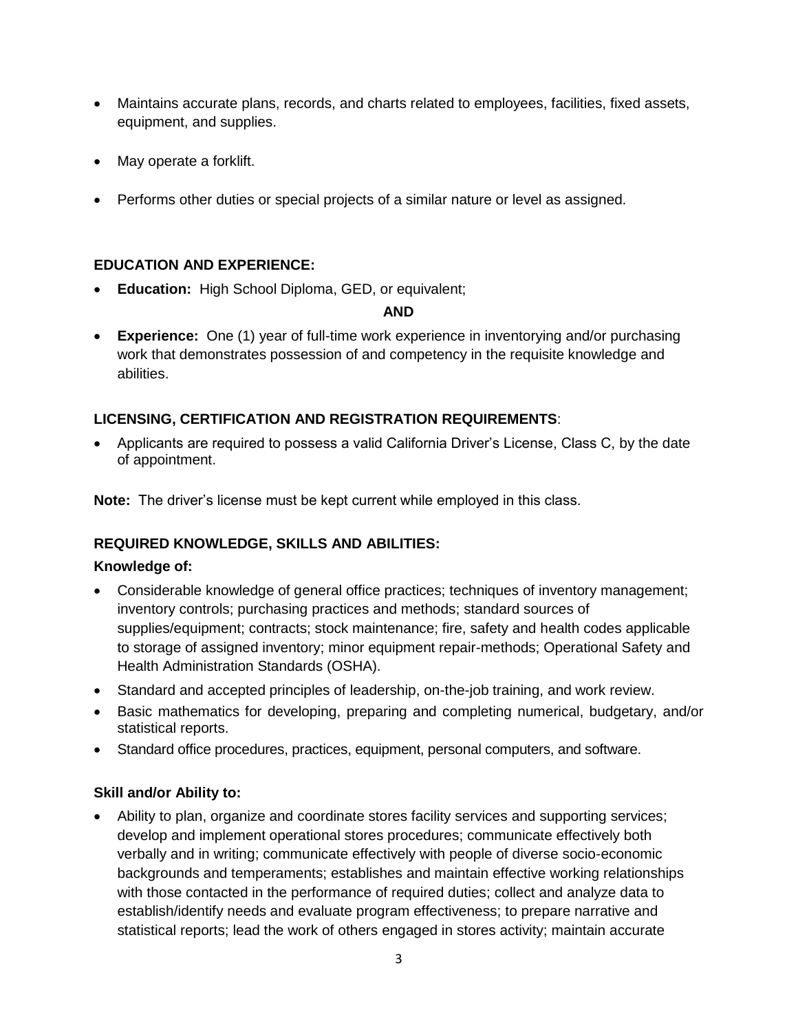- Maintains accurate plans, records, and charts related to employees, facilities, fixed assets, equipment, and supplies.

- May operate a forklift.

- Performs other duties or special projects of a similar nature or level as assigned.

**EDUCATION AND EXPERIENCE:**

- **Education:** High School Diploma, GED, or equivalent;

**AND**

- **Experience:** One (1) year of full-time work experience in inventorying and/or purchasing work that demonstrates possession of and competency in the requisite knowledge and abilities.

**LICENSING, CERTIFICATION AND REGISTRATION REQUIREMENTS**:

- Applicants are required to possess a valid California Driver's License, Class C, by the date of appointment.

**Note:** The driver's license must be kept current while employed in this class.

**REQUIRED KNOWLEDGE, SKILLS AND ABILITIES:**

**Knowledge of:**

- Considerable knowledge of general office practices; techniques of inventory management; inventory controls; purchasing practices and methods; standard sources of supplies/equipment; contracts; stock maintenance; fire, safety and health codes applicable to storage of assigned inventory; minor equipment repair-methods; Operational Safety and Health Administration Standards (OSHA).
- Standard and accepted principles of leadership, on-the-job training, and work review.
- Basic mathematics for developing, preparing and completing numerical, budgetary, and/or statistical reports.
- Standard office procedures, practices, equipment, personal computers, and software.

**Skill and/or Ability to:**

- Ability to plan, organize and coordinate stores facility services and supporting services; develop and implement operational stores procedures; communicate effectively both verbally and in writing; communicate effectively with people of diverse socio-economic backgrounds and temperaments; establishes and maintain effective working relationships with those contacted in the performance of required duties; collect and analyze data to establish/identify needs and evaluate program effectiveness; to prepare narrative and statistical reports; lead the work of others engaged in stores activity; maintain accurate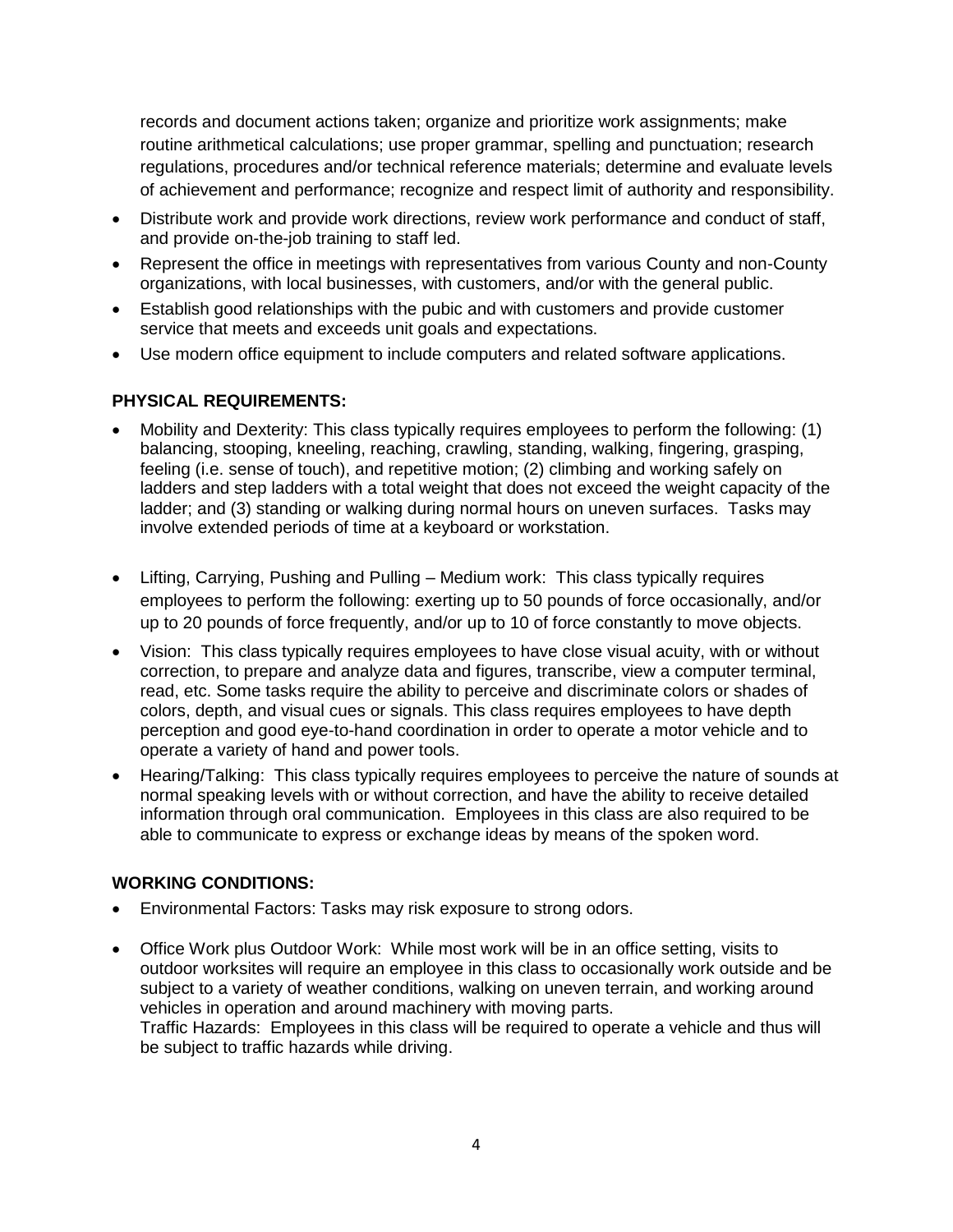records and document actions taken; organize and prioritize work assignments; make routine arithmetical calculations; use proper grammar, spelling and punctuation; research regulations, procedures and/or technical reference materials; determine and evaluate levels of achievement and performance; recognize and respect limit of authority and responsibility.

- Distribute work and provide work directions, review work performance and conduct of staff, and provide on-the-job training to staff led.
- Represent the office in meetings with representatives from various County and non-County organizations, with local businesses, with customers, and/or with the general public.
- Establish good relationships with the pubic and with customers and provide customer service that meets and exceeds unit goals and expectations.
- Use modern office equipment to include computers and related software applications.

**PHYSICAL REQUIREMENTS:**

- Mobility and Dexterity: This class typically requires employees to perform the following: (1) balancing, stooping, kneeling, reaching, crawling, standing, walking, fingering, grasping, feeling (i.e. sense of touch), and repetitive motion; (2) climbing and working safely on ladders and step ladders with a total weight that does not exceed the weight capacity of the ladder; and (3) standing or walking during normal hours on uneven surfaces. Tasks may involve extended periods of time at a keyboard or workstation.
- Lifting, Carrying, Pushing and Pulling – Medium work: This class typically requires employees to perform the following: exerting up to 50 pounds of force occasionally, and/or up to 20 pounds of force frequently, and/or up to 10 of force constantly to move objects.
- Vision: This class typically requires employees to have close visual acuity, with or without correction, to prepare and analyze data and figures, transcribe, view a computer terminal, read, etc. Some tasks require the ability to perceive and discriminate colors or shades of colors, depth, and visual cues or signals. This class requires employees to have depth perception and good eye-to-hand coordination in order to operate a motor vehicle and to operate a variety of hand and power tools.
- Hearing/Talking: This class typically requires employees to perceive the nature of sounds at normal speaking levels with or without correction, and have the ability to receive detailed information through oral communication. Employees in this class are also required to be able to communicate to express or exchange ideas by means of the spoken word.

**WORKING CONDITIONS:**

- Environmental Factors: Tasks may risk exposure to strong odors.
- Office Work plus Outdoor Work: While most work will be in an office setting, visits to outdoor worksites will require an employee in this class to occasionally work outside and be subject to a variety of weather conditions, walking on uneven terrain, and working around vehicles in operation and around machinery with moving parts.
  Traffic Hazards: Employees in this class will be required to operate a vehicle and thus will be subject to traffic hazards while driving.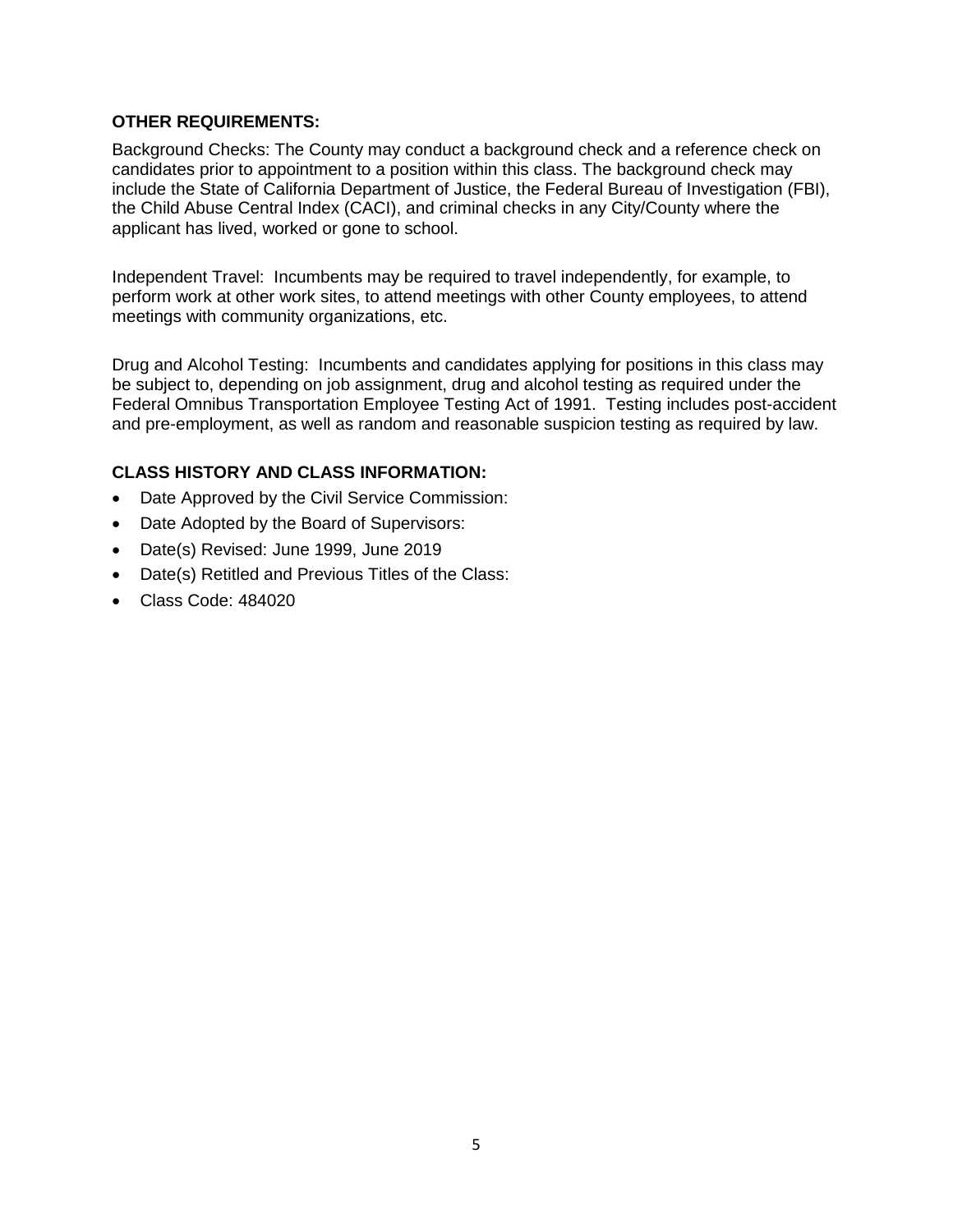**OTHER REQUIREMENTS:**

Background Checks: The County may conduct a background check and a reference check on candidates prior to appointment to a position within this class. The background check may include the State of California Department of Justice, the Federal Bureau of Investigation (FBI), the Child Abuse Central Index (CACI), and criminal checks in any City/County where the applicant has lived, worked or gone to school.

Independent Travel: Incumbents may be required to travel independently, for example, to perform work at other work sites, to attend meetings with other County employees, to attend meetings with community organizations, etc.

Drug and Alcohol Testing: Incumbents and candidates applying for positions in this class may be subject to, depending on job assignment, drug and alcohol testing as required under the Federal Omnibus Transportation Employee Testing Act of 1991. Testing includes post-accident and pre-employment, as well as random and reasonable suspicion testing as required by law.

**CLASS HISTORY AND CLASS INFORMATION:**

- Date Approved by the Civil Service Commission:
- Date Adopted by the Board of Supervisors:
- Date(s) Revised: June 1999, June 2019
- Date(s) Retitled and Previous Titles of the Class:
- Class Code: 484020